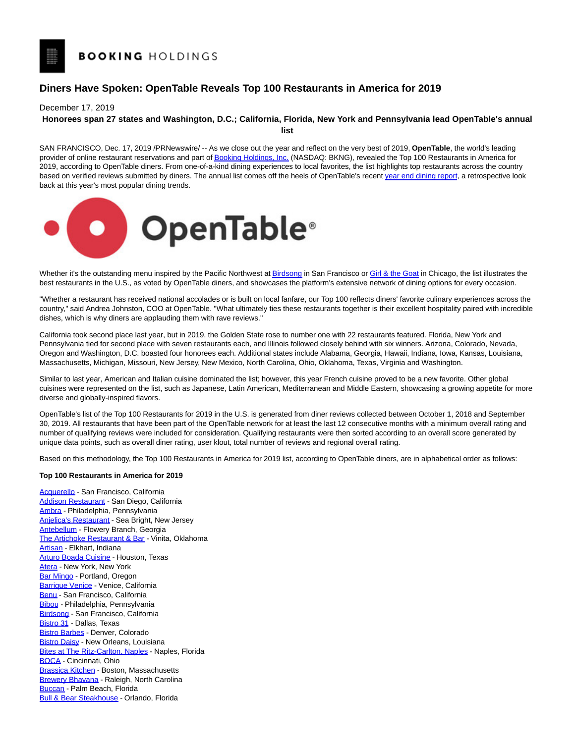BOOKING HOLDINGS

# Diners Have Spoken: OpenTable Reveals Top 100 Restaurants in America for 2019

December 17, 2019

**Honorees span 27 states and Washington, D.C.; California, Florida, New York and Pennsylvania lead OpenTable's annual list**

SAN FRANCISCO, Dec. 17, 2019 /PRNewswire/ -- As we close out the year and reflect on the very best of 2019, **OpenTable**, the world's leading provider of online restaurant reservations and part of Booking Holdings, Inc. (NASDAQ: BKNG), revealed the Top 100 Restaurants in America for 2019, according to OpenTable diners. From one-of-a-kind dining experiences to local favorites, the list highlights top restaurants across the country based on verified reviews submitted by diners. The annual list comes off the heels of OpenTable's recent year end dining report, a retrospective look back at this year's most popular dining trends.

Whether it's the outstanding menu inspired by the Pacific Northwest at Birdsong in San Francisco or Girl & the Goat in Chicago, the list illustrates the best restaurants in the U.S., as voted by OpenTable diners, and showcases the platform's extensive network of dining options for every occasion.

"Whether a restaurant has received national accolades or is built on local fanfare, our Top 100 reflects diners' favorite culinary experiences across the country," said Andrea Johnston, COO at OpenTable. "What ultimately ties these restaurants together is their excellent hospitality paired with incredible dishes, which is why diners are applauding them with rave reviews."

California took second place last year, but in 2019, the Golden State rose to number one with 22 restaurants featured. Florida, New York and Pennsylvania tied for second place with seven restaurants each, and Illinois followed closely behind with six winners. Arizona, Colorado, Nevada, Oregon and Washington, D.C. boasted four honorees each. Additional states include Alabama, Georgia, Hawaii, Indiana, Iowa, Kansas, Louisiana, Massachusetts, Michigan, Missouri, New Jersey, New Mexico, North Carolina, Ohio, Oklahoma, Texas, Virginia and Washington.

Similar to last year, American and Italian cuisine dominated the list; however, this year French cuisine proved to be a new favorite. Other global cuisines were represented on the list, such as Japanese, Latin American, Mediterranean and Middle Eastern, showcasing a growing appetite for more diverse and globally-inspired flavors.

OpenTable's list of the Top 100 Restaurants for 2019 in the U.S. is generated from diner reviews collected between October 1, 2018 and September 30, 2019. All restaurants that have been part of the OpenTable network for at least the last 12 consecutive months with a minimum overall rating and number of qualifying reviews were included for consideration. Qualifying restaurants were then sorted according to an overall score generated by unique data points, such as overall diner rating, user klout, total number of reviews and regional overall rating.

Based on this methodology, the Top 100 Restaurants in America for 2019 list, according to OpenTable diners, are in alphabetical order as follows:

**Top 100 Restaurants in America for 2019**

Acquerello - San Francisco, California
Addison Restaurant - San Diego, California
Ambra - Philadelphia, Pennsylvania
Anjelica's Restaurant - Sea Bright, New Jersey
Antebellum - Flowery Branch, Georgia
The Artichoke Restaurant & Bar - Vinita, Oklahoma
Artisan - Elkhart, Indiana
Arturo Boada Cuisine - Houston, Texas
Atera - New York, New York
Bar Mingo - Portland, Oregon
Barrique Venice - Venice, California
Benu - San Francisco, California
Bibou - Philadelphia, Pennsylvania
Birdsong - San Francisco, California
Bistro 31 - Dallas, Texas
Bistro Barbes - Denver, Colorado
Bistro Daisy - New Orleans, Louisiana
Bites at The Ritz-Carlton, Naples - Naples, Florida
BOCA - Cincinnati, Ohio
Brassica Kitchen - Boston, Massachusetts
Brewery Bhavana - Raleigh, North Carolina
Buccan - Palm Beach, Florida
Bull & Bear Steakhouse - Orlando, Florida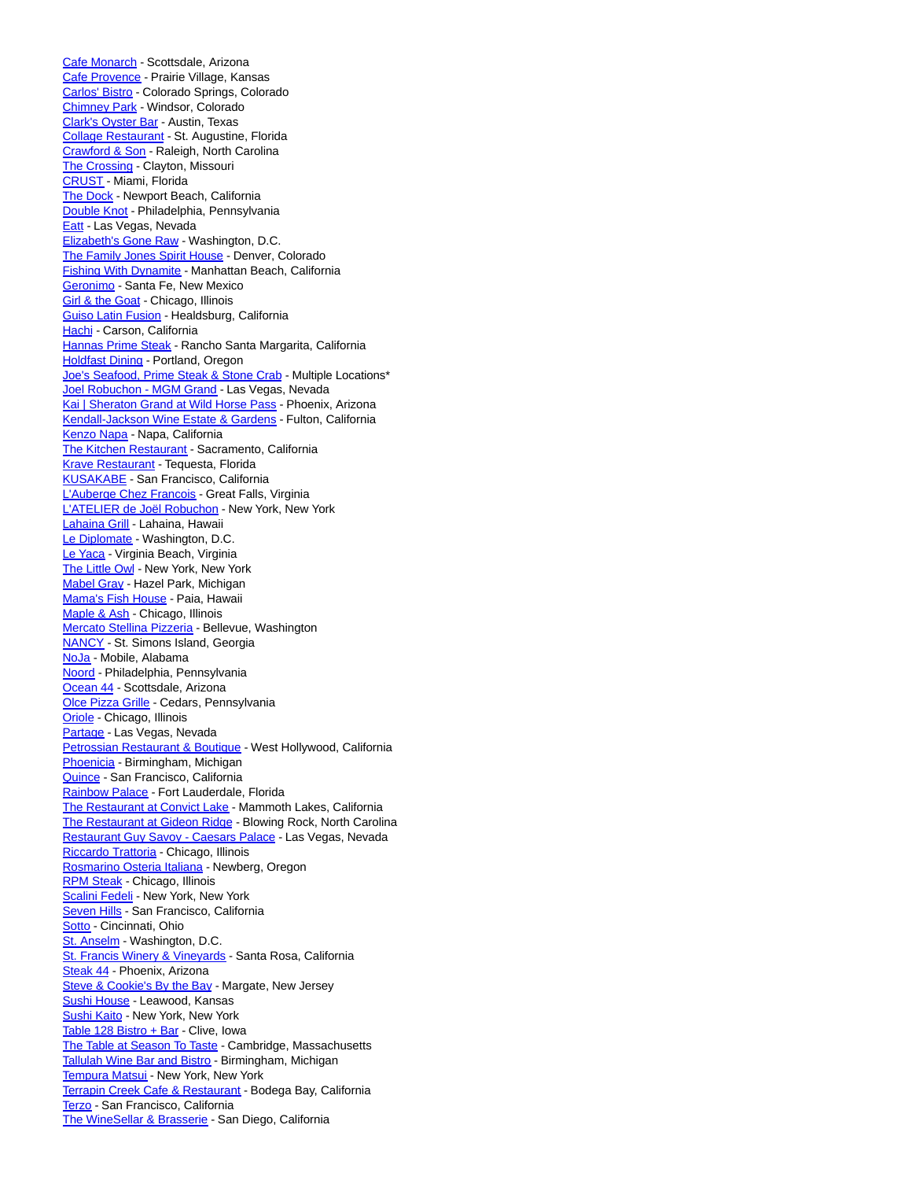Cafe Monarch - Scottsdale, Arizona
Cafe Provence - Prairie Village, Kansas
Carlos' Bistro - Colorado Springs, Colorado
Chimney Park - Windsor, Colorado
Clark's Oyster Bar - Austin, Texas
Collage Restaurant - St. Augustine, Florida
Crawford & Son - Raleigh, North Carolina
The Crossing - Clayton, Missouri
CRUST - Miami, Florida
The Dock - Newport Beach, California
Double Knot - Philadelphia, Pennsylvania
Eatt - Las Vegas, Nevada
Elizabeth's Gone Raw - Washington, D.C.
The Family Jones Spirit House - Denver, Colorado
Fishing With Dynamite - Manhattan Beach, California
Geronimo - Santa Fe, New Mexico
Girl & the Goat - Chicago, Illinois
Guiso Latin Fusion - Healdsburg, California
Hachi - Carson, California
Hannas Prime Steak - Rancho Santa Margarita, California
Holdfast Dining - Portland, Oregon
Joe's Seafood, Prime Steak & Stone Crab - Multiple Locations*
Joel Robuchon - MGM Grand - Las Vegas, Nevada
Kai | Sheraton Grand at Wild Horse Pass - Phoenix, Arizona
Kendall-Jackson Wine Estate & Gardens - Fulton, California
Kenzo Napa - Napa, California
The Kitchen Restaurant - Sacramento, California
Krave Restaurant - Tequesta, Florida
KUSAKABE - San Francisco, California
L'Auberge Chez Francois - Great Falls, Virginia
L'ATELIER de Joël Robuchon - New York, New York
Lahaina Grill - Lahaina, Hawaii
Le Diplomate - Washington, D.C.
Le Yaca - Virginia Beach, Virginia
The Little Owl - New York, New York
Mabel Gray - Hazel Park, Michigan
Mama's Fish House - Paia, Hawaii
Maple & Ash - Chicago, Illinois
Mercato Stellina Pizzeria - Bellevue, Washington
NANCY - St. Simons Island, Georgia
NoJa - Mobile, Alabama
Noord - Philadelphia, Pennsylvania
Ocean 44 - Scottsdale, Arizona
Olce Pizza Grille - Cedars, Pennsylvania
Oriole - Chicago, Illinois
Partage - Las Vegas, Nevada
Petrossian Restaurant & Boutique - West Hollywood, California
Phoenicia - Birmingham, Michigan
Quince - San Francisco, California
Rainbow Palace - Fort Lauderdale, Florida
The Restaurant at Convict Lake - Mammoth Lakes, California
The Restaurant at Gideon Ridge - Blowing Rock, North Carolina
Restaurant Guy Savoy - Caesars Palace - Las Vegas, Nevada
Riccardo Trattoria - Chicago, Illinois
Rosmarino Osteria Italiana - Newberg, Oregon
RPM Steak - Chicago, Illinois
Scalini Fedeli - New York, New York
Seven Hills - San Francisco, California
Sotto - Cincinnati, Ohio
St. Anselm - Washington, D.C.
St. Francis Winery & Vineyards - Santa Rosa, California
Steak 44 - Phoenix, Arizona
Steve & Cookie's By the Bay - Margate, New Jersey
Sushi House - Leawood, Kansas
Sushi Kaito - New York, New York
Table 128 Bistro + Bar - Clive, Iowa
The Table at Season To Taste - Cambridge, Massachusetts
Tallulah Wine Bar and Bistro - Birmingham, Michigan
Tempura Matsui - New York, New York
Terrapin Creek Cafe & Restaurant - Bodega Bay, California
Terzo - San Francisco, California
The WineSellar & Brasserie - San Diego, California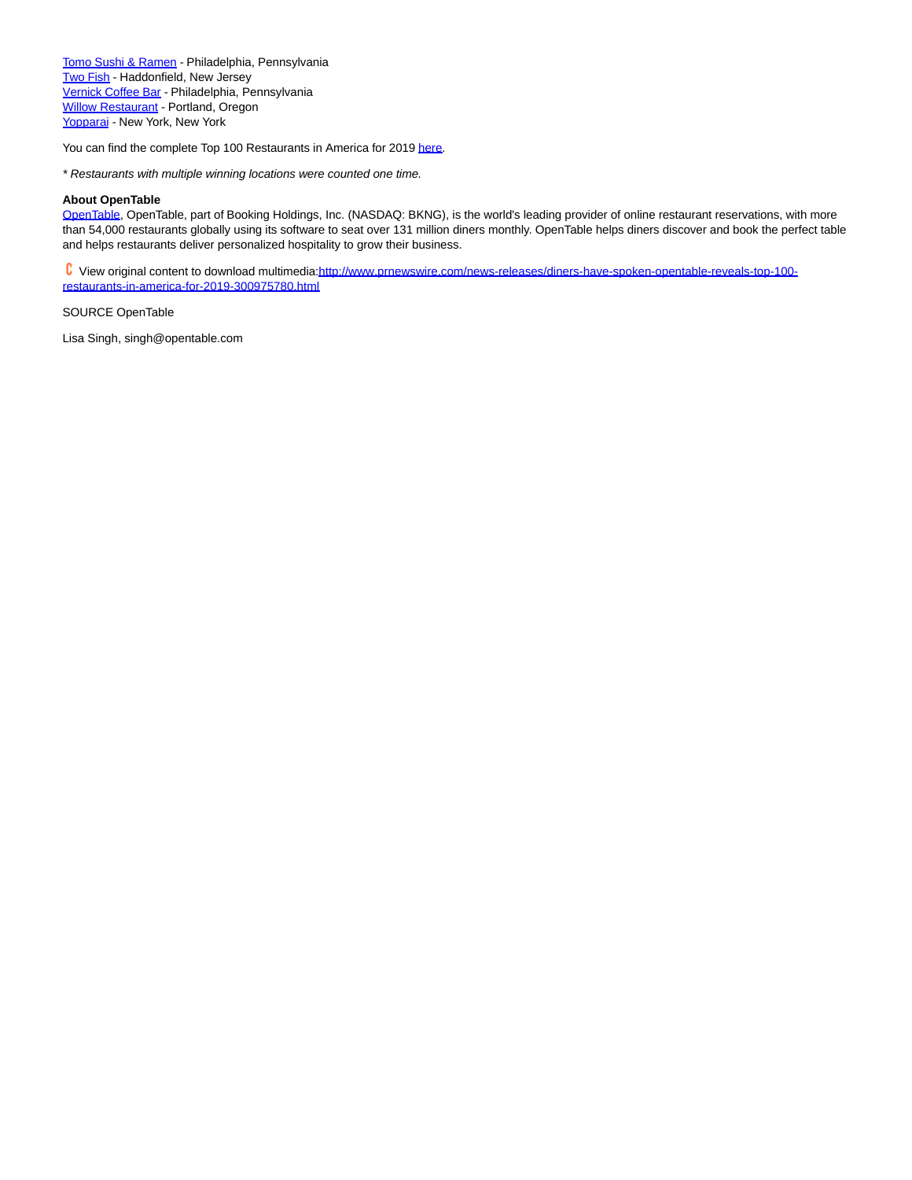Tomo Sushi & Ramen - Philadelphia, Pennsylvania
Two Fish - Haddonfield, New Jersey
Vernick Coffee Bar - Philadelphia, Pennsylvania
Willow Restaurant - Portland, Oregon
Yopparai - New York, New York

You can find the complete Top 100 Restaurants in America for 2019 here.

* *Restaurants with multiple winning locations were counted one time.*

**About OpenTable**
OpenTable, OpenTable, part of Booking Holdings, Inc. (NASDAQ: BKNG), is the world's leading provider of online restaurant reservations, with more than 54,000 restaurants globally using its software to seat over 131 million diners monthly. OpenTable helps diners discover and book the perfect table and helps restaurants deliver personalized hospitality to grow their business.

View original content to download multimedia:http://www.prnewswire.com/news-releases/diners-have-spoken-opentable-reveals-top-100-restaurants-in-america-for-2019-300975780.html

SOURCE OpenTable

Lisa Singh, singh@opentable.com